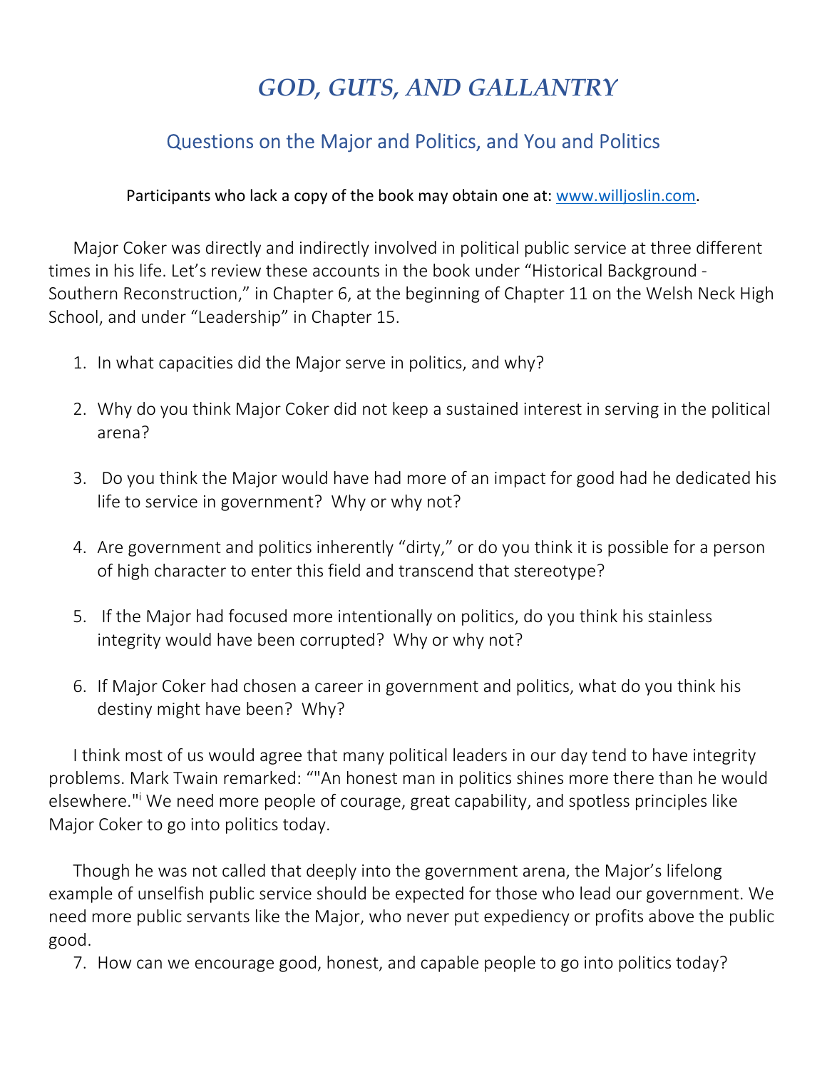# *GOD, GUTS, AND GALLANTRY*

## Questions on the Major and Politics, and You and Politics

Participants who lack a copy of the book may obtain one at: [www.willjoslin.com](http://www.willjoslin.com).

Major Coker was directly and indirectly involved in political public service at three different times in his life. Let's review these accounts in the book under "Historical Background - Southern Reconstruction," in Chapter 6, at the beginning of Chapter 11 on the Welsh Neck High School, and under "Leadership" in Chapter 15.

1. In what capacities did the Major serve in politics, and why?
2. Why do you think Major Coker did not keep a sustained interest in serving in the political arena?
3. Do you think the Major would have had more of an impact for good had he dedicated his life to service in government? Why or why not?
4. Are government and politics inherently "dirty," or do you think it is possible for a person of high character to enter this field and transcend that stereotype?
5. If the Major had focused more intentionally on politics, do you think his stainless integrity would have been corrupted? Why or why not?
6. If Major Coker had chosen a career in government and politics, what do you think his destiny might have been? Why?

I think most of us would agree that many political leaders in our day tend to have integrity problems. Mark Twain remarked: ""An honest man in politics shines more there than he would elsewhere."[i] We need more people of courage, great capability, and spotless principles like Major Coker to go into politics today.

Though he was not called that deeply into the government arena, the Major's lifelong example of unselfish public service should be expected for those who lead our government. We need more public servants like the Major, who never put expediency or profits above the public good.

7. How can we encourage good, honest, and capable people to go into politics today?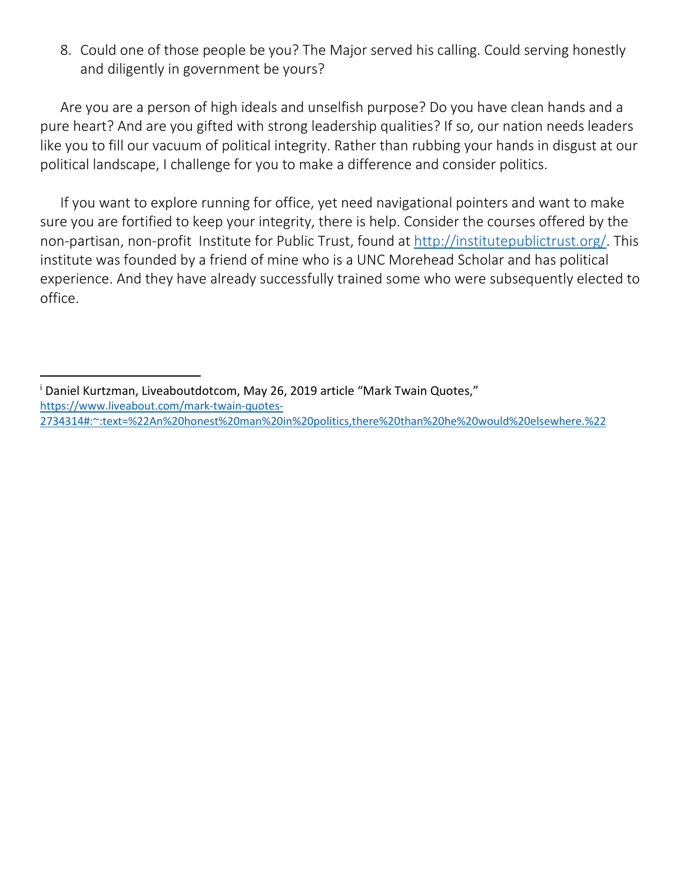8. Could one of those people be you? The Major served his calling. Could serving honestly and diligently in government be yours?

Are you are a person of high ideals and unselfish purpose? Do you have clean hands and a pure heart? And are you gifted with strong leadership qualities? If so, our nation needs leaders like you to fill our vacuum of political integrity. Rather than rubbing your hands in disgust at our political landscape, I challenge for you to make a difference and consider politics.

If you want to explore running for office, yet need navigational pointers and want to make sure you are fortified to keep your integrity, there is help. Consider the courses offered by the non-partisan, non-profit Institute for Public Trust, found at http://institutepublictrust.org/. This institute was founded by a friend of mine who is a UNC Morehead Scholar and has political experience. And they have already successfully trained some who were subsequently elected to office.

---

[i] Daniel Kurtzman, Liveaboutdotcom, May 26, 2019 article "Mark Twain Quotes," https://www.liveabout.com/mark-twain-quotes-2734314#:~:text=%22An%20honest%20man%20in%20politics,there%20than%20he%20would%20elsewhere.%22